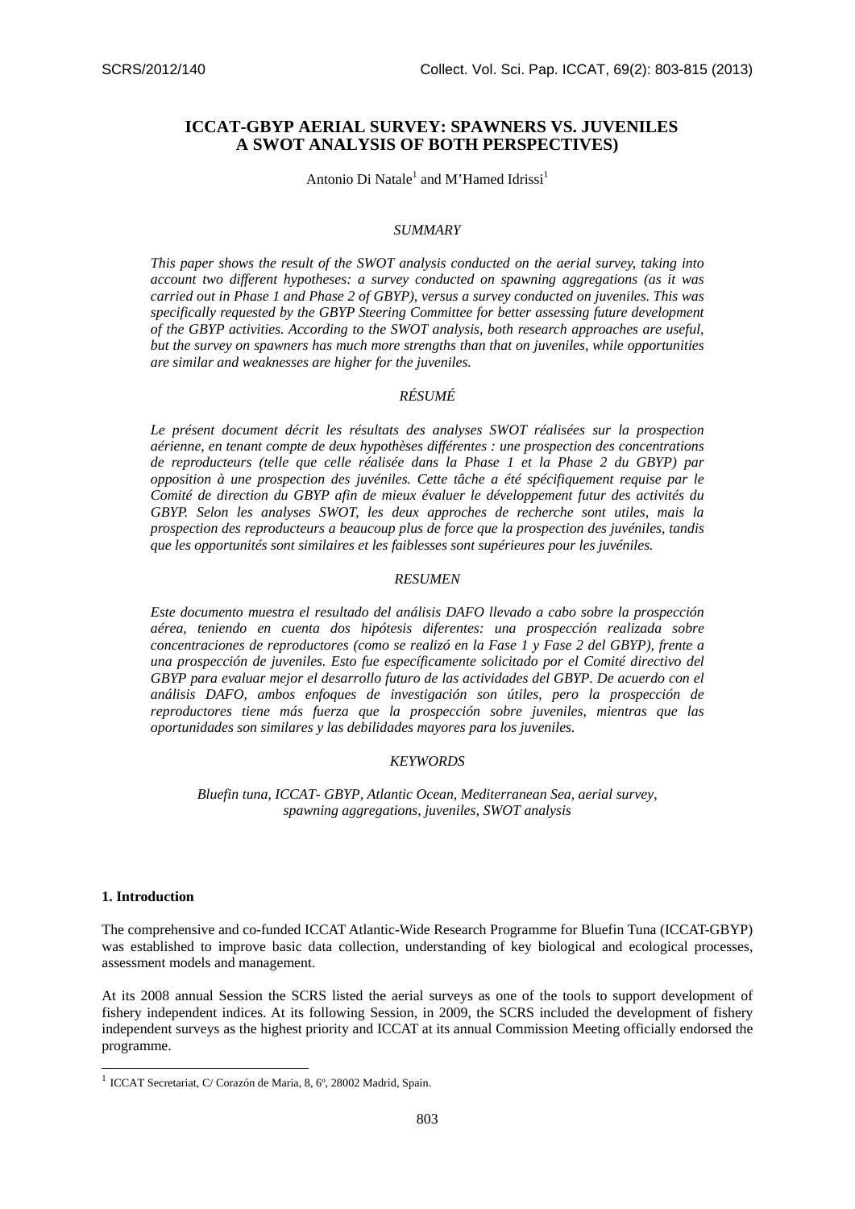# ICCAT-GBYP AERIAL SURVEY: SPAWNERS VS. JUVENILES A SWOT ANALYSIS OF BOTH PERSPECTIVES)

Antonio Di Natale[1] and M'Hamed Idrissi[1]

## *SUMMARY*

*This paper shows the result of the SWOT analysis conducted on the aerial survey, taking into account two different hypotheses: a survey conducted on spawning aggregations (as it was carried out in Phase 1 and Phase 2 of GBYP), versus a survey conducted on juveniles. This was specifically requested by the GBYP Steering Committee for better assessing future development of the GBYP activities. According to the SWOT analysis, both research approaches are useful, but the survey on spawners has much more strengths than that on juveniles, while opportunities are similar and weaknesses are higher for the juveniles.*

## *RÉSUMÉ*

*Le présent document décrit les résultats des analyses SWOT réalisées sur la prospection aérienne, en tenant compte de deux hypothèses différentes : une prospection des concentrations de reproducteurs (telle que celle réalisée dans la Phase 1 et la Phase 2 du GBYP) par opposition à une prospection des juvéniles. Cette tâche a été spécifiquement requise par le Comité de direction du GBYP afin de mieux évaluer le développement futur des activités du GBYP. Selon les analyses SWOT, les deux approches de recherche sont utiles, mais la prospection des reproducteurs a beaucoup plus de force que la prospection des juvéniles, tandis que les opportunités sont similaires et les faiblesses sont supérieures pour les juvéniles.*

## *RESUMEN*

*Este documento muestra el resultado del análisis DAFO llevado a cabo sobre la prospección aérea, teniendo en cuenta dos hipótesis diferentes: una prospección realizada sobre concentraciones de reproductores (como se realizó en la Fase 1 y Fase 2 del GBYP), frente a una prospección de juveniles. Esto fue específicamente solicitado por el Comité directivo del GBYP para evaluar mejor el desarrollo futuro de las actividades del GBYP. De acuerdo con el análisis DAFO, ambos enfoques de investigación son útiles, pero la prospección de reproductores tiene más fuerza que la prospección sobre juveniles, mientras que las oportunidades son similares y las debilidades mayores para los juveniles.*

## *KEYWORDS*

*Bluefin tuna, ICCAT- GBYP, Atlantic Ocean, Mediterranean Sea, aerial survey, spawning aggregations, juveniles, SWOT analysis*

## 1. Introduction

The comprehensive and co-funded ICCAT Atlantic-Wide Research Programme for Bluefin Tuna (ICCAT-GBYP) was established to improve basic data collection, understanding of key biological and ecological processes, assessment models and management.

At its 2008 annual Session the SCRS listed the aerial surveys as one of the tools to support development of fishery independent indices. At its following Session, in 2009, the SCRS included the development of fishery independent surveys as the highest priority and ICCAT at its annual Commission Meeting officially endorsed the programme.

[1] ICCAT Secretariat, C/ Corazón de Maria, 8, 6º, 28002 Madrid, Spain.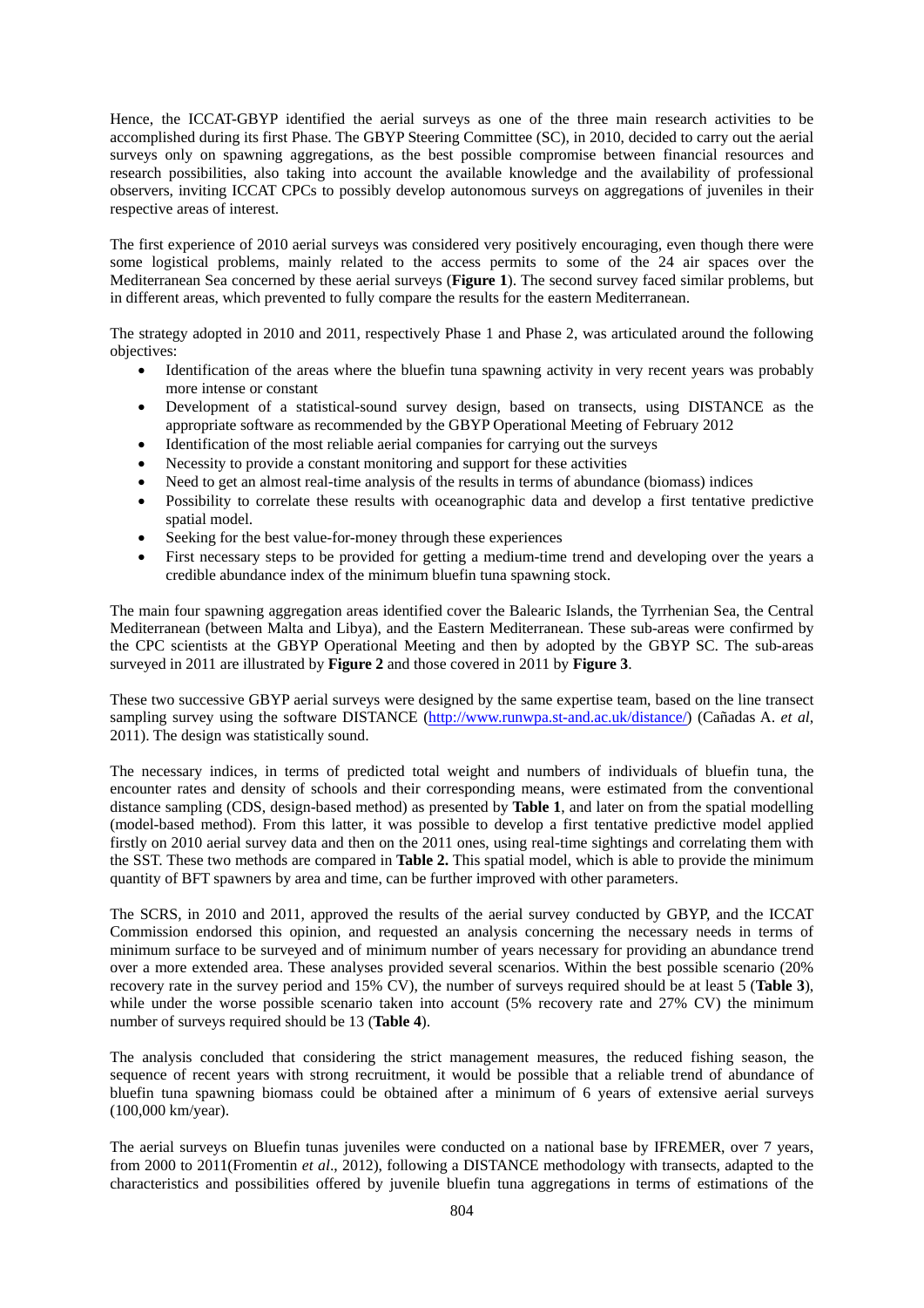Hence, the ICCAT-GBYP identified the aerial surveys as one of the three main research activities to be accomplished during its first Phase. The GBYP Steering Committee (SC), in 2010, decided to carry out the aerial surveys only on spawning aggregations, as the best possible compromise between financial resources and research possibilities, also taking into account the available knowledge and the availability of professional observers, inviting ICCAT CPCs to possibly develop autonomous surveys on aggregations of juveniles in their respective areas of interest.

The first experience of 2010 aerial surveys was considered very positively encouraging, even though there were some logistical problems, mainly related to the access permits to some of the 24 air spaces over the Mediterranean Sea concerned by these aerial surveys (**Figure 1**). The second survey faced similar problems, but in different areas, which prevented to fully compare the results for the eastern Mediterranean.

The strategy adopted in 2010 and 2011, respectively Phase 1 and Phase 2, was articulated around the following objectives:

- Identification of the areas where the bluefin tuna spawning activity in very recent years was probably more intense or constant
- Development of a statistical-sound survey design, based on transects, using DISTANCE as the appropriate software as recommended by the GBYP Operational Meeting of February 2012
- Identification of the most reliable aerial companies for carrying out the surveys
- Necessity to provide a constant monitoring and support for these activities
- Need to get an almost real-time analysis of the results in terms of abundance (biomass) indices
- Possibility to correlate these results with oceanographic data and develop a first tentative predictive spatial model.
- Seeking for the best value-for-money through these experiences
- First necessary steps to be provided for getting a medium-time trend and developing over the years a credible abundance index of the minimum bluefin tuna spawning stock.

The main four spawning aggregation areas identified cover the Balearic Islands, the Tyrrhenian Sea, the Central Mediterranean (between Malta and Libya), and the Eastern Mediterranean. These sub-areas were confirmed by the CPC scientists at the GBYP Operational Meeting and then by adopted by the GBYP SC. The sub-areas surveyed in 2011 are illustrated by **Figure 2** and those covered in 2011 by **Figure 3**.

These two successive GBYP aerial surveys were designed by the same expertise team, based on the line transect sampling survey using the software DISTANCE (http://www.runwpa.st-and.ac.uk/distance/) (Cañadas A. *et al*, 2011). The design was statistically sound.

The necessary indices, in terms of predicted total weight and numbers of individuals of bluefin tuna, the encounter rates and density of schools and their corresponding means, were estimated from the conventional distance sampling (CDS, design-based method) as presented by **Table 1**, and later on from the spatial modelling (model-based method). From this latter, it was possible to develop a first tentative predictive model applied firstly on 2010 aerial survey data and then on the 2011 ones, using real-time sightings and correlating them with the SST. These two methods are compared in **Table 2.** This spatial model, which is able to provide the minimum quantity of BFT spawners by area and time, can be further improved with other parameters.

The SCRS, in 2010 and 2011, approved the results of the aerial survey conducted by GBYP, and the ICCAT Commission endorsed this opinion, and requested an analysis concerning the necessary needs in terms of minimum surface to be surveyed and of minimum number of years necessary for providing an abundance trend over a more extended area. These analyses provided several scenarios. Within the best possible scenario (20% recovery rate in the survey period and 15% CV), the number of surveys required should be at least 5 (**Table 3**), while under the worse possible scenario taken into account (5% recovery rate and 27% CV) the minimum number of surveys required should be 13 (**Table 4**).

The analysis concluded that considering the strict management measures, the reduced fishing season, the sequence of recent years with strong recruitment, it would be possible that a reliable trend of abundance of bluefin tuna spawning biomass could be obtained after a minimum of 6 years of extensive aerial surveys (100,000 km/year).

The aerial surveys on Bluefin tunas juveniles were conducted on a national base by IFREMER, over 7 years, from 2000 to 2011(Fromentin *et al*., 2012), following a DISTANCE methodology with transects, adapted to the characteristics and possibilities offered by juvenile bluefin tuna aggregations in terms of estimations of the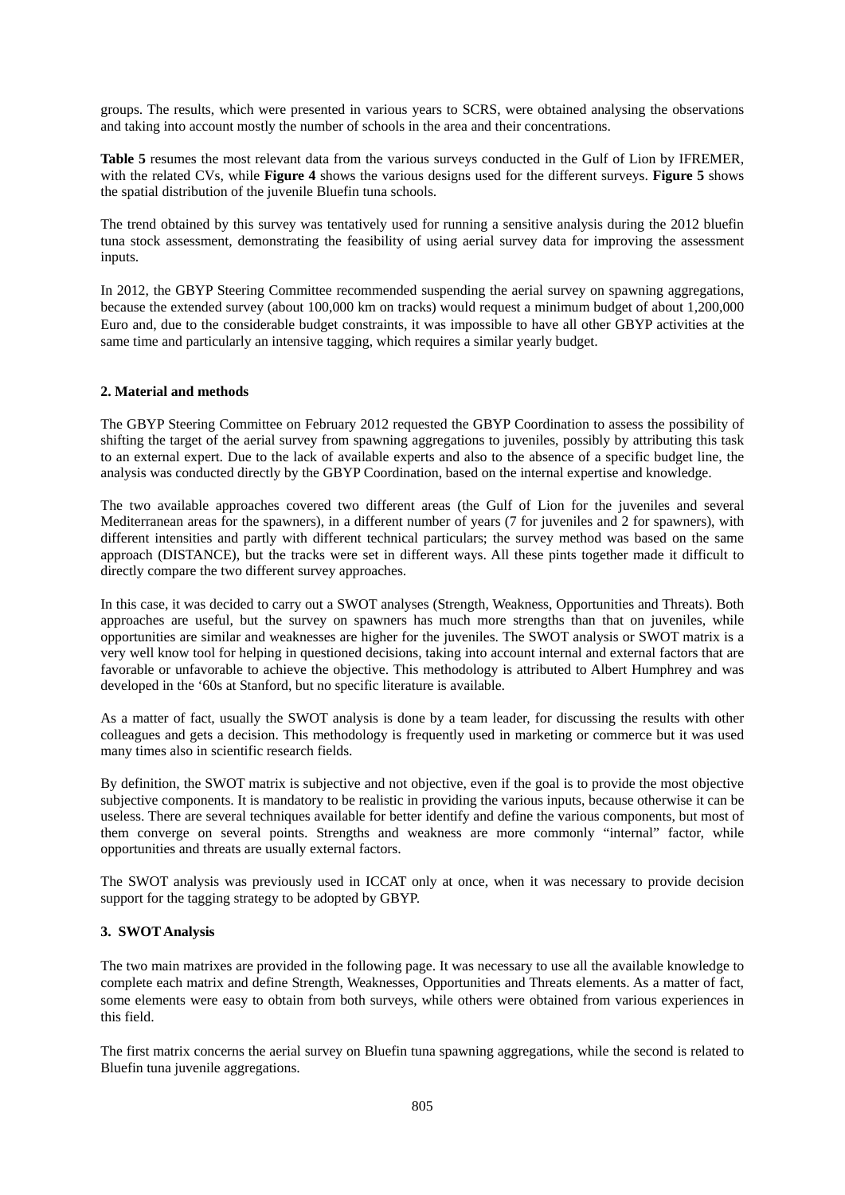groups. The results, which were presented in various years to SCRS, were obtained analysing the observations and taking into account mostly the number of schools in the area and their concentrations.

**Table 5** resumes the most relevant data from the various surveys conducted in the Gulf of Lion by IFREMER, with the related CVs, while **Figure 4** shows the various designs used for the different surveys. **Figure 5** shows the spatial distribution of the juvenile Bluefin tuna schools.

The trend obtained by this survey was tentatively used for running a sensitive analysis during the 2012 bluefin tuna stock assessment, demonstrating the feasibility of using aerial survey data for improving the assessment inputs.

In 2012, the GBYP Steering Committee recommended suspending the aerial survey on spawning aggregations, because the extended survey (about 100,000 km on tracks) would request a minimum budget of about 1,200,000 Euro and, due to the considerable budget constraints, it was impossible to have all other GBYP activities at the same time and particularly an intensive tagging, which requires a similar yearly budget.

## 2. Material and methods

The GBYP Steering Committee on February 2012 requested the GBYP Coordination to assess the possibility of shifting the target of the aerial survey from spawning aggregations to juveniles, possibly by attributing this task to an external expert. Due to the lack of available experts and also to the absence of a specific budget line, the analysis was conducted directly by the GBYP Coordination, based on the internal expertise and knowledge.

The two available approaches covered two different areas (the Gulf of Lion for the juveniles and several Mediterranean areas for the spawners), in a different number of years (7 for juveniles and 2 for spawners), with different intensities and partly with different technical particulars; the survey method was based on the same approach (DISTANCE), but the tracks were set in different ways. All these pints together made it difficult to directly compare the two different survey approaches.

In this case, it was decided to carry out a SWOT analyses (Strength, Weakness, Opportunities and Threats). Both approaches are useful, but the survey on spawners has much more strengths than that on juveniles, while opportunities are similar and weaknesses are higher for the juveniles. The SWOT analysis or SWOT matrix is a very well know tool for helping in questioned decisions, taking into account internal and external factors that are favorable or unfavorable to achieve the objective. This methodology is attributed to Albert Humphrey and was developed in the '60s at Stanford, but no specific literature is available.

As a matter of fact, usually the SWOT analysis is done by a team leader, for discussing the results with other colleagues and gets a decision. This methodology is frequently used in marketing or commerce but it was used many times also in scientific research fields.

By definition, the SWOT matrix is subjective and not objective, even if the goal is to provide the most objective subjective components. It is mandatory to be realistic in providing the various inputs, because otherwise it can be useless. There are several techniques available for better identify and define the various components, but most of them converge on several points. Strengths and weakness are more commonly "internal" factor, while opportunities and threats are usually external factors.

The SWOT analysis was previously used in ICCAT only at once, when it was necessary to provide decision support for the tagging strategy to be adopted by GBYP.

## 3. SWOT Analysis

The two main matrixes are provided in the following page. It was necessary to use all the available knowledge to complete each matrix and define Strength, Weaknesses, Opportunities and Threats elements. As a matter of fact, some elements were easy to obtain from both surveys, while others were obtained from various experiences in this field.

The first matrix concerns the aerial survey on Bluefin tuna spawning aggregations, while the second is related to Bluefin tuna juvenile aggregations.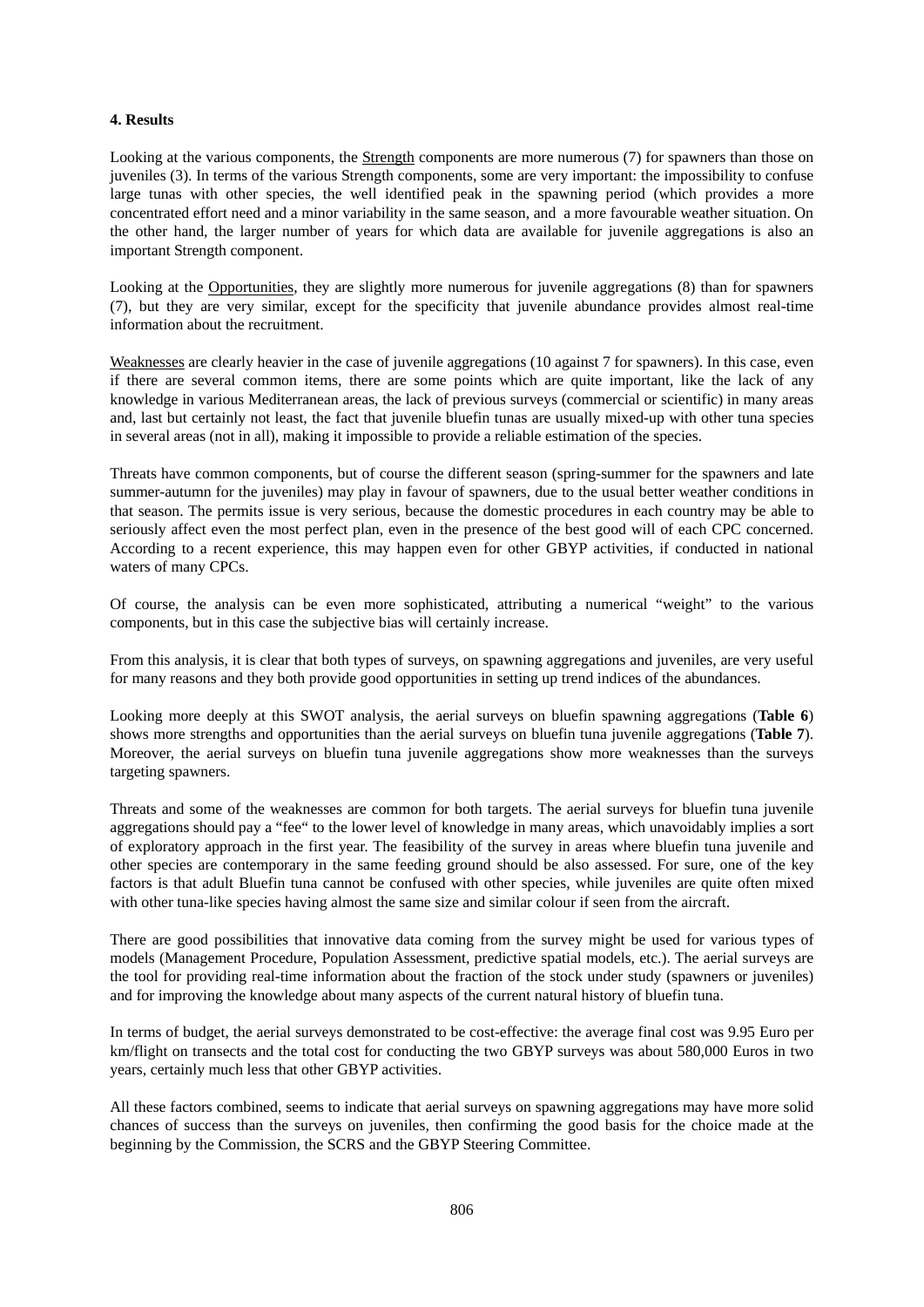#### 4. Results

Looking at the various components, the <u>Strength</u> components are more numerous (7) for spawners than those on juveniles (3). In terms of the various Strength components, some are very important: the impossibility to confuse large tunas with other species, the well identified peak in the spawning period (which provides a more concentrated effort need and a minor variability in the same season, and a more favourable weather situation. On the other hand, the larger number of years for which data are available for juvenile aggregations is also an important Strength component.

Looking at the <u>Opportunities</u>, they are slightly more numerous for juvenile aggregations (8) than for spawners (7), but they are very similar, except for the specificity that juvenile abundance provides almost real-time information about the recruitment.

<u>Weaknesses</u> are clearly heavier in the case of juvenile aggregations (10 against 7 for spawners). In this case, even if there are several common items, there are some points which are quite important, like the lack of any knowledge in various Mediterranean areas, the lack of previous surveys (commercial or scientific) in many areas and, last but certainly not least, the fact that juvenile bluefin tunas are usually mixed-up with other tuna species in several areas (not in all), making it impossible to provide a reliable estimation of the species.

Threats have common components, but of course the different season (spring-summer for the spawners and late summer-autumn for the juveniles) may play in favour of spawners, due to the usual better weather conditions in that season. The permits issue is very serious, because the domestic procedures in each country may be able to seriously affect even the most perfect plan, even in the presence of the best good will of each CPC concerned. According to a recent experience, this may happen even for other GBYP activities, if conducted in national waters of many CPCs.

Of course, the analysis can be even more sophisticated, attributing a numerical "weight" to the various components, but in this case the subjective bias will certainly increase.

From this analysis, it is clear that both types of surveys, on spawning aggregations and juveniles, are very useful for many reasons and they both provide good opportunities in setting up trend indices of the abundances.

Looking more deeply at this SWOT analysis, the aerial surveys on bluefin spawning aggregations (**Table 6**) shows more strengths and opportunities than the aerial surveys on bluefin tuna juvenile aggregations (**Table 7**). Moreover, the aerial surveys on bluefin tuna juvenile aggregations show more weaknesses than the surveys targeting spawners.

Threats and some of the weaknesses are common for both targets. The aerial surveys for bluefin tuna juvenile aggregations should pay a "fee" to the lower level of knowledge in many areas, which unavoidably implies a sort of exploratory approach in the first year. The feasibility of the survey in areas where bluefin tuna juvenile and other species are contemporary in the same feeding ground should be also assessed. For sure, one of the key factors is that adult Bluefin tuna cannot be confused with other species, while juveniles are quite often mixed with other tuna-like species having almost the same size and similar colour if seen from the aircraft.

There are good possibilities that innovative data coming from the survey might be used for various types of models (Management Procedure, Population Assessment, predictive spatial models, etc.). The aerial surveys are the tool for providing real-time information about the fraction of the stock under study (spawners or juveniles) and for improving the knowledge about many aspects of the current natural history of bluefin tuna.

In terms of budget, the aerial surveys demonstrated to be cost-effective: the average final cost was 9.95 Euro per km/flight on transects and the total cost for conducting the two GBYP surveys was about 580,000 Euros in two years, certainly much less that other GBYP activities.

All these factors combined, seems to indicate that aerial surveys on spawning aggregations may have more solid chances of success than the surveys on juveniles, then confirming the good basis for the choice made at the beginning by the Commission, the SCRS and the GBYP Steering Committee.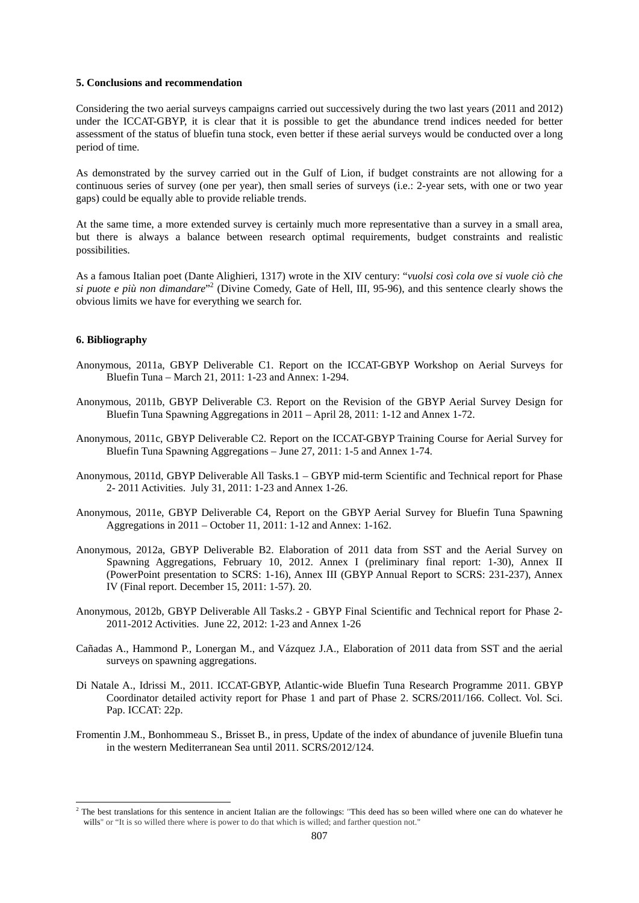## 5. Conclusions and recommendation

Considering the two aerial surveys campaigns carried out successively during the two last years (2011 and 2012) under the ICCAT-GBYP, it is clear that it is possible to get the abundance trend indices needed for better assessment of the status of bluefin tuna stock, even better if these aerial surveys would be conducted over a long period of time.

As demonstrated by the survey carried out in the Gulf of Lion, if budget constraints are not allowing for a continuous series of survey (one per year), then small series of surveys (i.e.: 2-year sets, with one or two year gaps) could be equally able to provide reliable trends.

At the same time, a more extended survey is certainly much more representative than a survey in a small area, but there is always a balance between research optimal requirements, budget constraints and realistic possibilities.

As a famous Italian poet (Dante Alighieri, 1317) wrote in the XIV century: "*vuolsi così cola ove si vuole ciò che si puote e più non dimandare*"[2] (Divine Comedy, Gate of Hell, III, 95-96), and this sentence clearly shows the obvious limits we have for everything we search for.

## 6. Bibliography

Anonymous, 2011a, GBYP Deliverable C1. Report on the ICCAT-GBYP Workshop on Aerial Surveys for Bluefin Tuna – March 21, 2011: 1-23 and Annex: 1-294.

Anonymous, 2011b, GBYP Deliverable C3. Report on the Revision of the GBYP Aerial Survey Design for Bluefin Tuna Spawning Aggregations in 2011 – April 28, 2011: 1-12 and Annex 1-72.

Anonymous, 2011c, GBYP Deliverable C2. Report on the ICCAT-GBYP Training Course for Aerial Survey for Bluefin Tuna Spawning Aggregations – June 27, 2011: 1-5 and Annex 1-74.

Anonymous, 2011d, GBYP Deliverable All Tasks.1 – GBYP mid-term Scientific and Technical report for Phase 2- 2011 Activities. July 31, 2011: 1-23 and Annex 1-26.

Anonymous, 2011e, GBYP Deliverable C4, Report on the GBYP Aerial Survey for Bluefin Tuna Spawning Aggregations in 2011 – October 11, 2011: 1-12 and Annex: 1-162.

Anonymous, 2012a, GBYP Deliverable B2. Elaboration of 2011 data from SST and the Aerial Survey on Spawning Aggregations, February 10, 2012. Annex I (preliminary final report: 1-30), Annex II (PowerPoint presentation to SCRS: 1-16), Annex III (GBYP Annual Report to SCRS: 231-237), Annex IV (Final report. December 15, 2011: 1-57). 20.

Anonymous, 2012b, GBYP Deliverable All Tasks.2 - GBYP Final Scientific and Technical report for Phase 2-2011-2012 Activities. June 22, 2012: 1-23 and Annex 1-26

Cañadas A., Hammond P., Lonergan M., and Vázquez J.A., Elaboration of 2011 data from SST and the aerial surveys on spawning aggregations.

Di Natale A., Idrissi M., 2011. ICCAT-GBYP, Atlantic-wide Bluefin Tuna Research Programme 2011. GBYP Coordinator detailed activity report for Phase 1 and part of Phase 2. SCRS/2011/166. Collect. Vol. Sci. Pap. ICCAT: 22p.

Fromentin J.M., Bonhommeau S., Brisset B., in press, Update of the index of abundance of juvenile Bluefin tuna in the western Mediterranean Sea until 2011. SCRS/2012/124.

---

[2] The best translations for this sentence in ancient Italian are the followings: "This deed has so been willed where one can do whatever he wills" or "It is so willed there where is power to do that which is willed; and farther question not."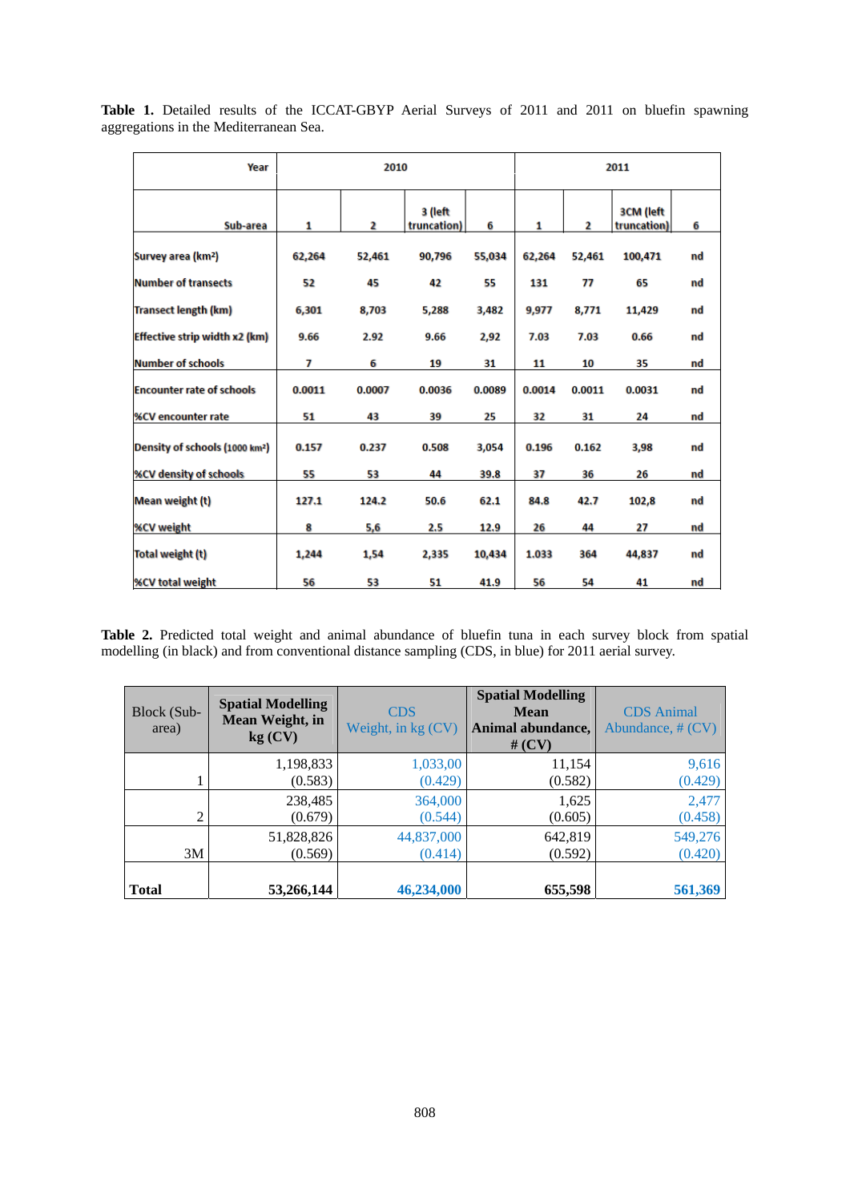**Table 1.** Detailed results of the ICCAT-GBYP Aerial Surveys of 2011 and 2011 on bluefin spawning aggregations in the Mediterranean Sea.

| Year | 2010 | | | | 2011 | | | |
|---|---|---|---|---|---|---|---|---|
| Sub-area | 1 | 2 | 3 (left truncation) | 6 | 1 | 2 | 3CM (left truncation) | 6 |
| Survey area (km²) | 62,264 | 52,461 | 90,796 | 55,034 | 62,264 | 52,461 | 100,471 | nd |
| Number of transects | 52 | 45 | 42 | 55 | 131 | 77 | 65 | nd |
| Transect length (km) | 6,301 | 8,703 | 5,288 | 3,482 | 9,977 | 8,771 | 11,429 | nd |
| Effective strip width x2 (km) | 9.66 | 2.92 | 9.66 | 2,92 | 7.03 | 7.03 | 0.66 | nd |
| Number of schools | 7 | 6 | 19 | 31 | 11 | 10 | 35 | nd |
| Encounter rate of schools | 0.0011 | 0.0007 | 0.0036 | 0.0089 | 0.0014 | 0.0011 | 0.0031 | nd |
| %CV encounter rate | 51 | 43 | 39 | 25 | 32 | 31 | 24 | nd |
| Density of schools (1000 km²) | 0.157 | 0.237 | 0.508 | 3,054 | 0.196 | 0.162 | 3,98 | nd |
| %CV density of schools | 55 | 53 | 44 | 39.8 | 37 | 36 | 26 | nd |
| Mean weight (t) | 127.1 | 124.2 | 50.6 | 62.1 | 84.8 | 42.7 | 102,8 | nd |
| %CV weight | 8 | 5,6 | 2.5 | 12.9 | 26 | 44 | 27 | nd |
| Total weight (t) | 1,244 | 1,54 | 2,335 | 10,434 | 1.033 | 364 | 44,837 | nd |
| %CV total weight | 56 | 53 | 51 | 41.9 | 56 | 54 | 41 | nd |

**Table 2.** Predicted total weight and animal abundance of bluefin tuna in each survey block from spatial modelling (in black) and from conventional distance sampling (CDS, in blue) for 2011 aerial survey.

| Block (Sub-area) | **Spatial Modelling Mean Weight, in kg (CV)** | CDS Weight, in kg (CV) | **Spatial Modelling Mean Animal abundance, # (CV)** | CDS Animal Abundance, # (CV) |
|---|---|---|---|---|
| 1 | 1,198,833 (0.583) | 1,033,00 (0.429) | 11,154 (0.582) | 9,616 (0.429) |
| 2 | 238,485 (0.679) | 364,000 (0.544) | 1,625 (0.605) | 2,477 (0.458) |
| 3M | 51,828,826 (0.569) | 44,837,000 (0.414) | 642,819 (0.592) | 549,276 (0.420) |
| **Total** | **53,266,144** | **46,234,000** | **655,598** | **561,369** |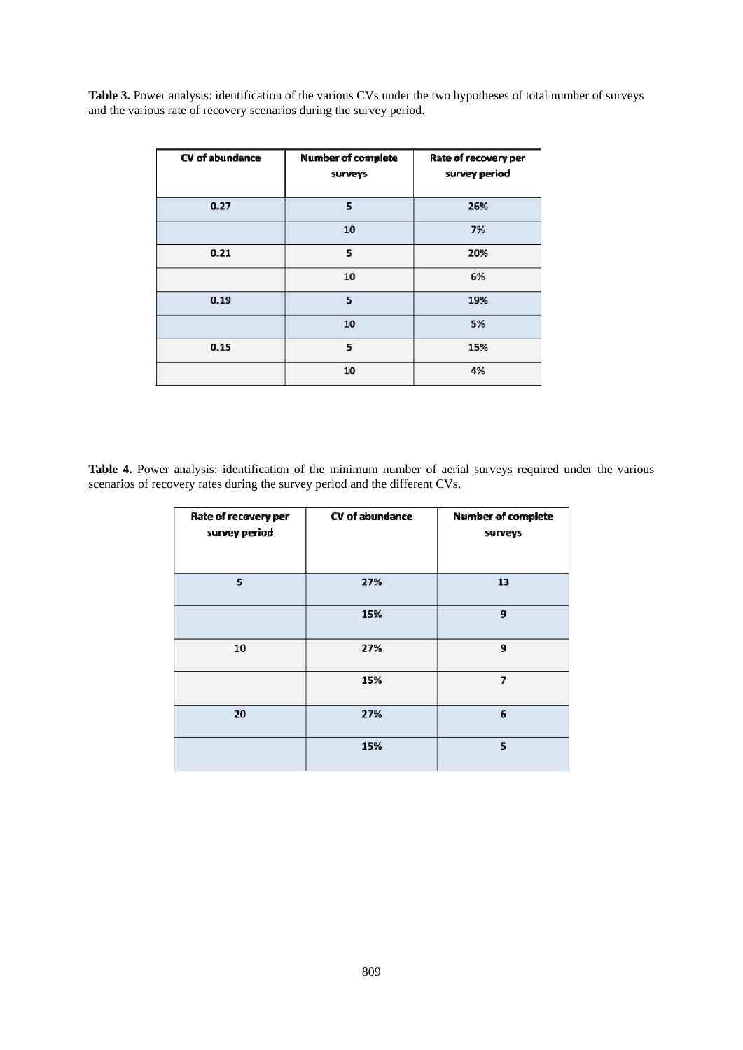**Table 3.** Power analysis: identification of the various CVs under the two hypotheses of total number of surveys and the various rate of recovery scenarios during the survey period.

| CV of abundance | Number of complete surveys | Rate of recovery per survey period |
|---|---|---|
| 0.27 | 5 | 26% |
| | 10 | 7% |
| 0.21 | 5 | 20% |
| | 10 | 6% |
| 0.19 | 5 | 19% |
| | 10 | 5% |
| 0.15 | 5 | 15% |
| | 10 | 4% |

**Table 4.** Power analysis: identification of the minimum number of aerial surveys required under the various scenarios of recovery rates during the survey period and the different CVs.

| Rate of recovery per survey period | CV of abundance | Number of complete surveys |
|---|---|---|
| 5 | 27% | 13 |
| | 15% | 9 |
| 10 | 27% | 9 |
| | 15% | 7 |
| 20 | 27% | 6 |
| | 15% | 5 |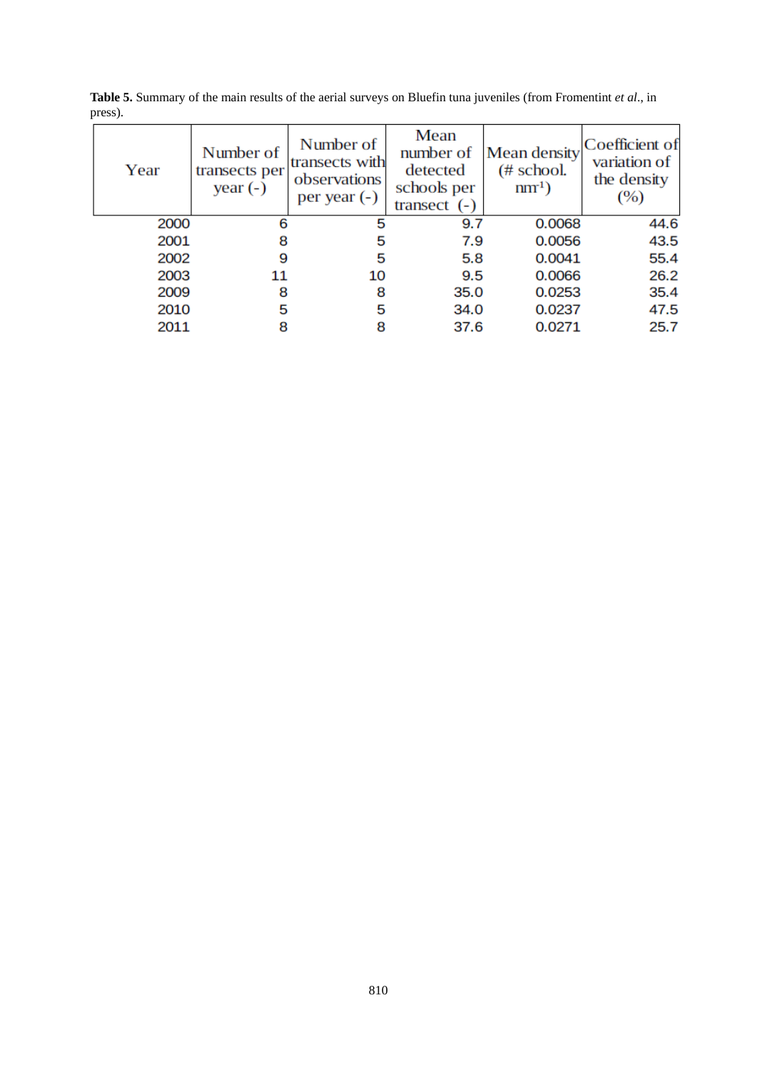**Table 5.** Summary of the main results of the aerial surveys on Bluefin tuna juveniles (from Fromentint *et al*., in press).

| Year | Number of transects per year (-) | Number of transects with observations per year (-) | Mean number of detected schools per transect (-) | Mean density (# school. $nm^{-1}$) | Coefficient of variation of the density (%) |
|---|---|---|---|---|---|
| 2000 | 6 | 5 | 9.7 | 0.0068 | 44.6 |
| 2001 | 8 | 5 | 7.9 | 0.0056 | 43.5 |
| 2002 | 9 | 5 | 5.8 | 0.0041 | 55.4 |
| 2003 | 11 | 10 | 9.5 | 0.0066 | 26.2 |
| 2009 | 8 | 8 | 35.0 | 0.0253 | 35.4 |
| 2010 | 5 | 5 | 34.0 | 0.0237 | 47.5 |
| 2011 | 8 | 8 | 37.6 | 0.0271 | 25.7 |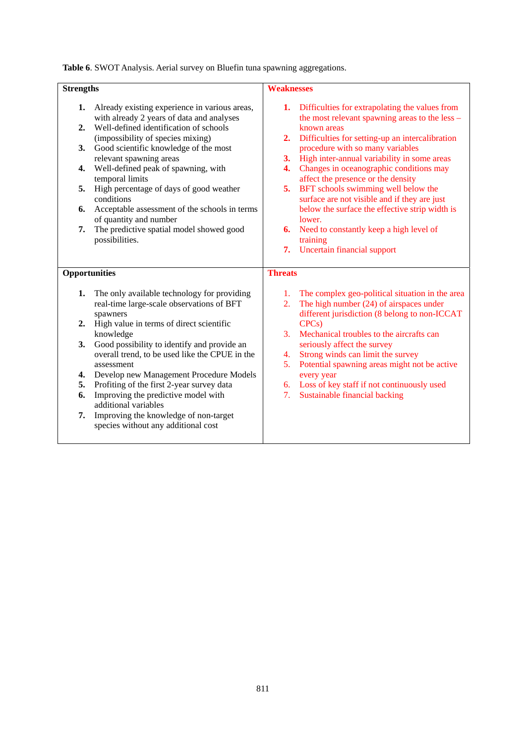**Table 6**. SWOT Analysis. Aerial survey on Bluefin tuna spawning aggregations.

| Strengths | Weaknesses |
|---|---|
| **1.** Already existing experience in various areas, with already 2 years of data and analyses<br>**2.** Well-defined identification of schools (impossibility of species mixing)<br>**3.** Good scientific knowledge of the most relevant spawning areas<br>**4.** Well-defined peak of spawning, with temporal limits<br>**5.** High percentage of days of good weather conditions<br>**6.** Acceptable assessment of the schools in terms of quantity and number<br>**7.** The predictive spatial model showed good possibilities. | **1.** Difficulties for extrapolating the values from the most relevant spawning areas to the less –known areas<br>**2.** Difficulties for setting-up an intercalibration procedure with so many variables<br>**3.** High inter-annual variability in some areas<br>**4.** Changes in oceanographic conditions may affect the presence or the density<br>**5.** BFT schools swimming well below the surface are not visible and if they are just below the surface the effective strip width is lower.<br>**6.** Need to constantly keep a high level of training<br>**7.** Uncertain financial support |
| **Opportunities** | **Threats** |
| **1.** The only available technology for providing real-time large-scale observations of BFT spawners<br>**2.** High value in terms of direct scientific knowledge<br>**3.** Good possibility to identify and provide an overall trend, to be used like the CPUE in the assessment<br>**4.** Develop new Management Procedure Models<br>**5.** Profiting of the first 2-year survey data<br>**6.** Improving the predictive model with additional variables<br>**7.** Improving the knowledge of non-target species without any additional cost | 1. The complex geo-political situation in the area<br>2. The high number (24) of airspaces under different jurisdiction (8 belong to non-ICCAT CPCs)<br>3. Mechanical troubles to the aircrafts can seriously affect the survey<br>4. Strong winds can limit the survey<br>5. Potential spawning areas might not be active every year<br>6. Loss of key staff if not continuously used<br>7. Sustainable financial backing |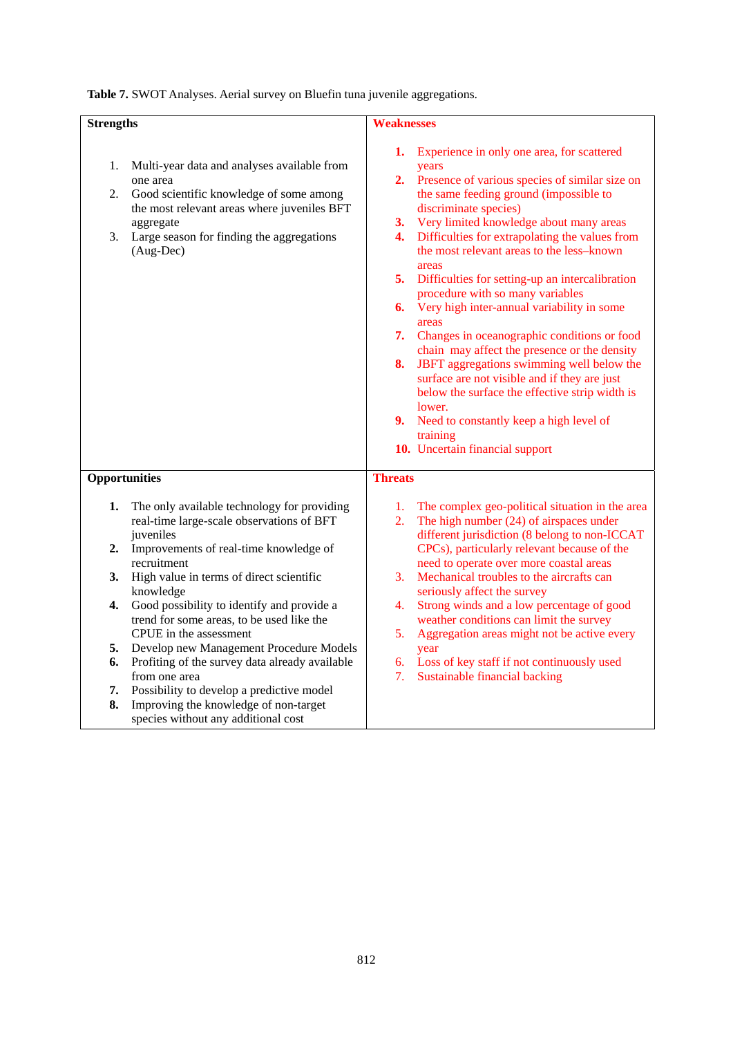**Table 7.** SWOT Analyses. Aerial survey on Bluefin tuna juvenile aggregations.

| **Strengths** | **Weaknesses** |
| --- | --- |
| 1. Multi-year data and analyses available from one area<br>2. Good scientific knowledge of some among the most relevant areas where juveniles BFT aggregate<br>3. Large season for finding the aggregations (Aug-Dec) | **1.** Experience in only one area, for scattered years<br>**2.** Presence of various species of similar size on the same feeding ground (impossible to discriminate species)<br>**3.** Very limited knowledge about many areas<br>**4.** Difficulties for extrapolating the values from the most relevant areas to the less–known areas<br>**5.** Difficulties for setting-up an intercalibration procedure with so many variables<br>**6.** Very high inter-annual variability in some areas<br>**7.** Changes in oceanographic conditions or food chain may affect the presence or the density<br>**8.** JBFT aggregations swimming well below the surface are not visible and if they are just below the surface the effective strip width is lower.<br>**9.** Need to constantly keep a high level of training<br>**10.** Uncertain financial support |
| **Opportunities** | **Threats** |
| **1.** The only available technology for providing real-time large-scale observations of BFT juveniles<br>**2.** Improvements of real-time knowledge of recruitment<br>**3.** High value in terms of direct scientific knowledge<br>**4.** Good possibility to identify and provide a trend for some areas, to be used like the CPUE in the assessment<br>**5.** Develop new Management Procedure Models<br>**6.** Profiting of the survey data already available from one area<br>**7.** Possibility to develop a predictive model<br>**8.** Improving the knowledge of non-target species without any additional cost | 1. The complex geo-political situation in the area<br>2. The high number (24) of airspaces under different jurisdiction (8 belong to non-ICCAT CPCs), particularly relevant because of the need to operate over more coastal areas<br>3. Mechanical troubles to the aircrafts can seriously affect the survey<br>4. Strong winds and a low percentage of good weather conditions can limit the survey<br>5. Aggregation areas might not be active every year<br>6. Loss of key staff if not continuously used<br>7. Sustainable financial backing |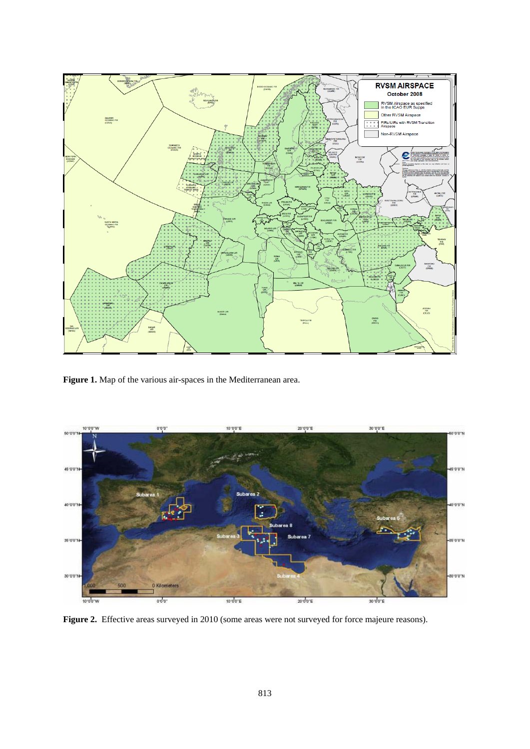**Figure 1.** Map of the various air-spaces in the Mediterranean area.

**Figure 2.** Effective areas surveyed in 2010 (some areas were not surveyed for force majeure reasons).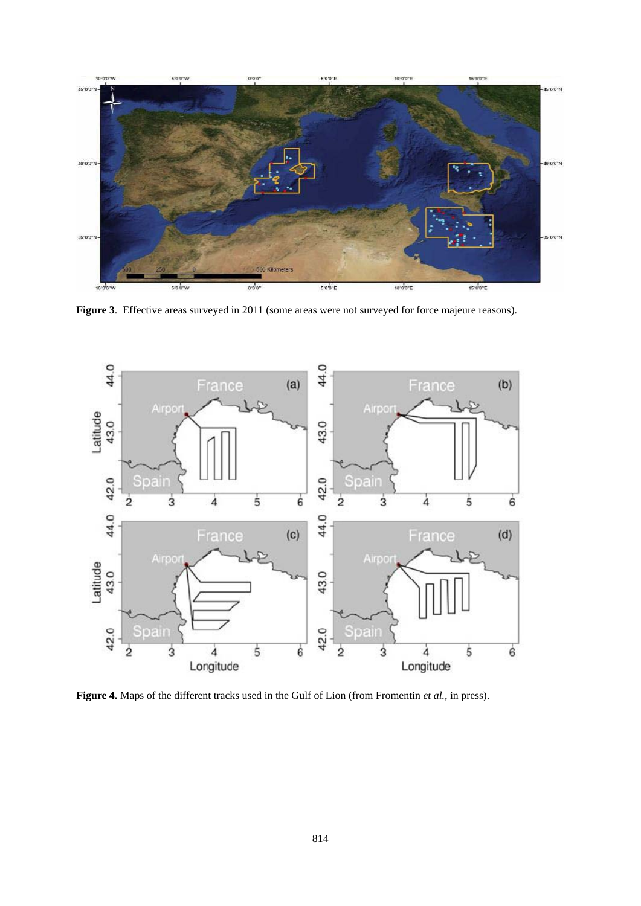**Figure 3**. Effective areas surveyed in 2011 (some areas were not surveyed for force majeure reasons).

**Figure 4.** Maps of the different tracks used in the Gulf of Lion (from Fromentin *et al.*, in press).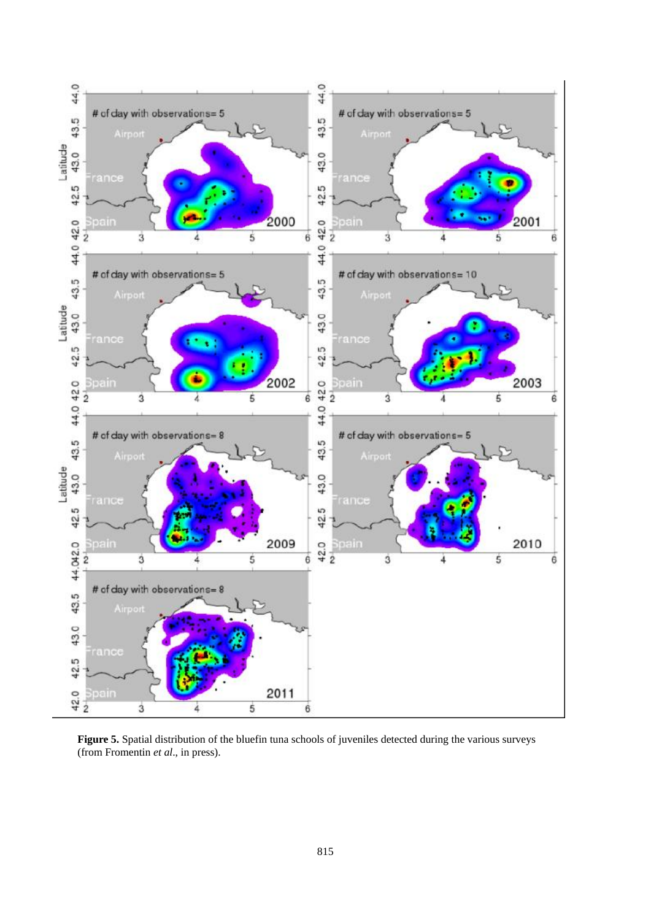# of day with observations= 5

Airport

France

Spain

2000

# of day with observations= 5

Airport

France

Spain

2001

# of day with observations= 5

Airport

France

Spain

2002

# of day with observations= 10

Airport

France

Spain

2003

# of day with observations= 8

Airport

France

Spain

2009

# of day with observations= 5

Airport

France

Spain

2010

# of day with observations= 8

Airport

France

Spain

2011

Latitude

42.0 42.5 43.0 43.5 44.0

2 3 4 5 6

**Figure 5.** Spatial distribution of the bluefin tuna schools of juveniles detected during the various surveys (from Fromentin *et al*., in press).